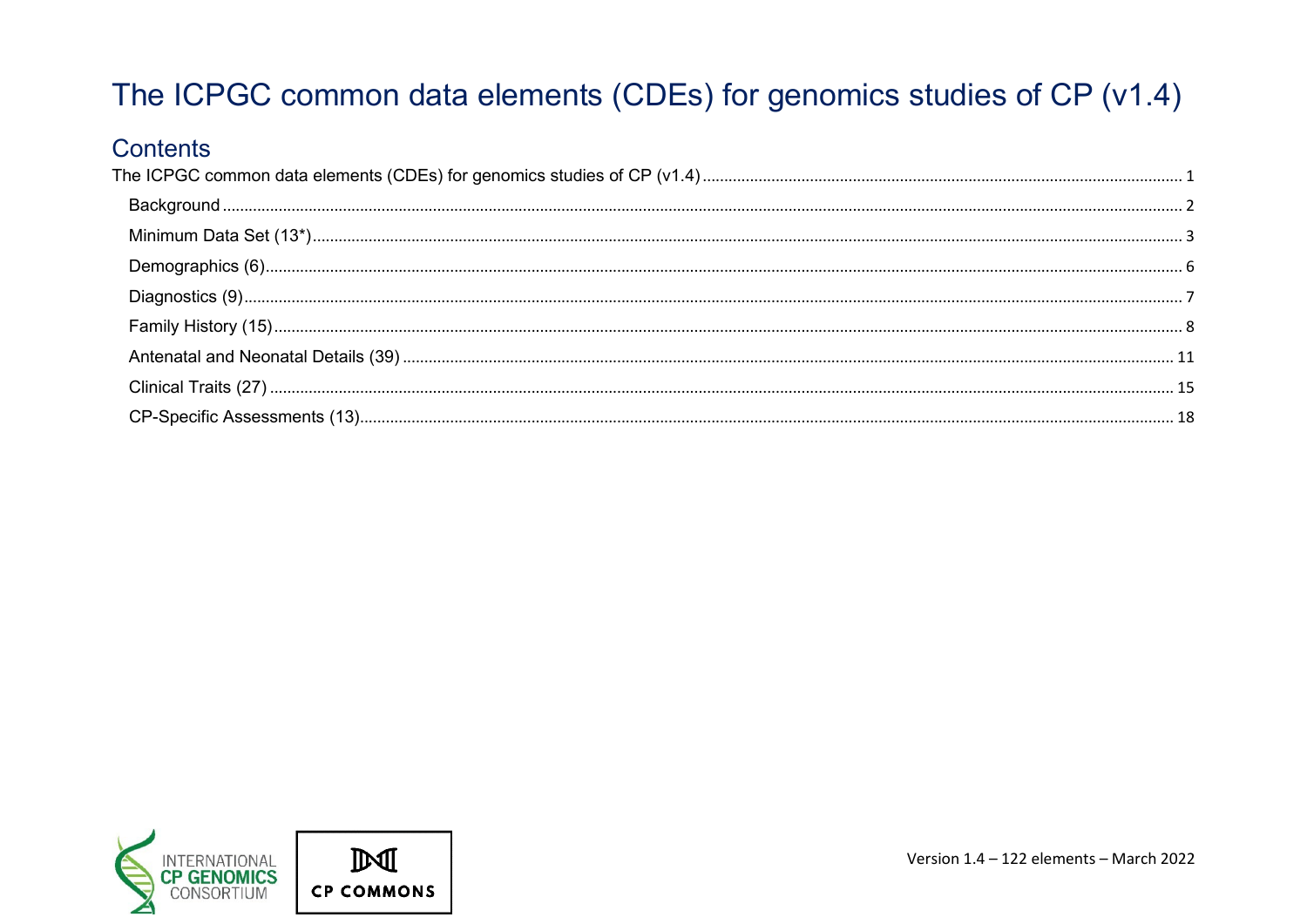# The ICPGC common data elements (CDEs) for genomics studies of CP (v1.4)

## Contents

- The ICPGC common data elements (CDEs) for genomics studies of CP (v1.4) ..... 1
  - Background ..... 2
  - Minimum Data Set (13*) ..... 3
  - Demographics (6) ..... 6
  - Diagnostics (9) ..... 7
  - Family History (15) ..... 8
  - Antenatal and Neonatal Details (39) ..... 11
  - Clinical Traits (27) ..... 15
  - CP-Specific Assessments (13) ..... 18

INTERNATIONAL CP GENOMICS CONSORTIUM

CP COMMONS

Version 1.4 – 122 elements – March 2022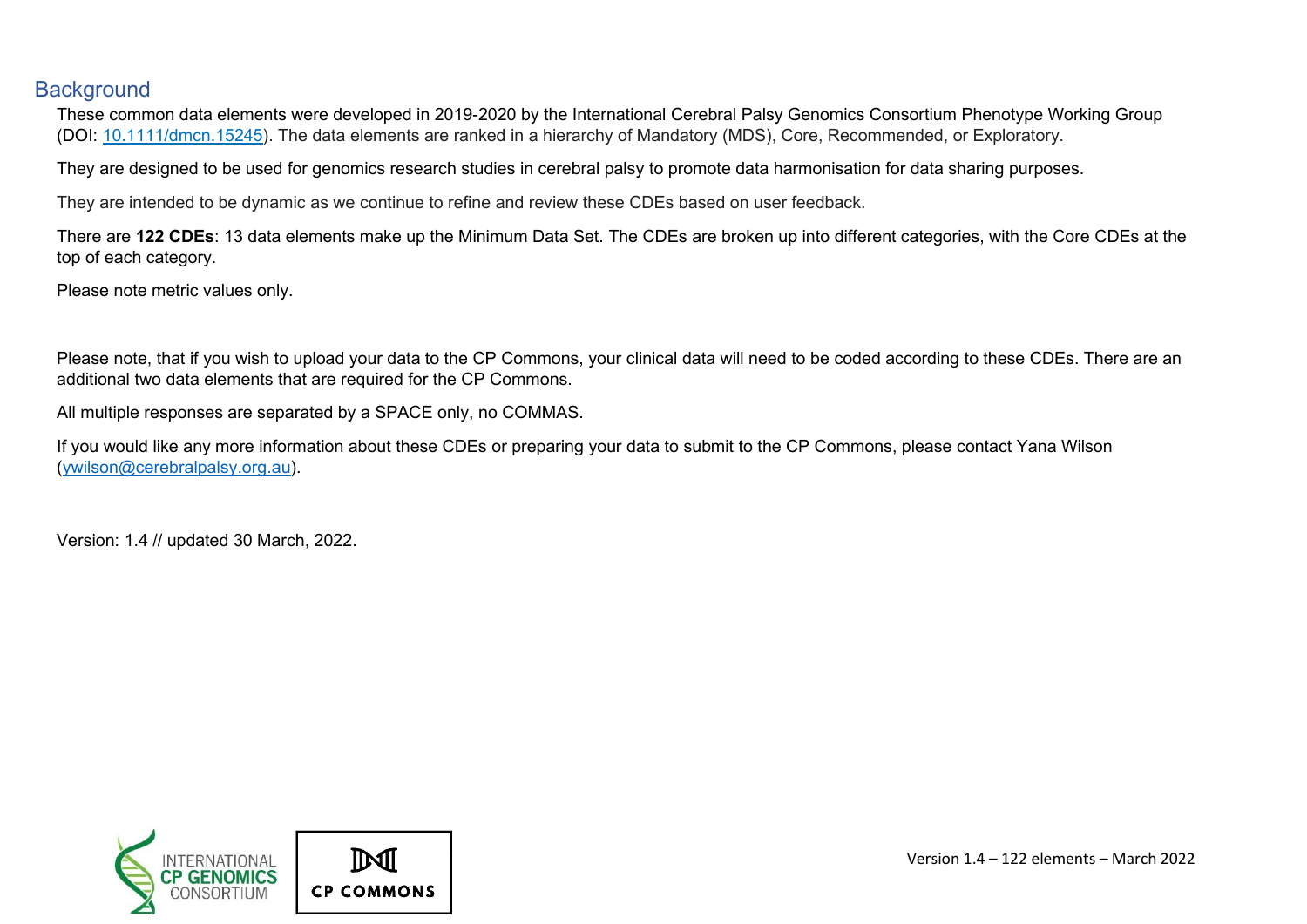## Background

These common data elements were developed in 2019-2020 by the International Cerebral Palsy Genomics Consortium Phenotype Working Group (DOI: [10.1111/dmcn.15245](https://doi.org/10.1111/dmcn.15245)). The data elements are ranked in a hierarchy of Mandatory (MDS), Core, Recommended, or Exploratory.

They are designed to be used for genomics research studies in cerebral palsy to promote data harmonisation for data sharing purposes.

They are intended to be dynamic as we continue to refine and review these CDEs based on user feedback.

There are **122 CDEs**: 13 data elements make up the Minimum Data Set. The CDEs are broken up into different categories, with the Core CDEs at the top of each category.

Please note metric values only.

Please note, that if you wish to upload your data to the CP Commons, your clinical data will need to be coded according to these CDEs. There are an additional two data elements that are required for the CP Commons.

All multiple responses are separated by a SPACE only, no COMMAS.

If you would like any more information about these CDEs or preparing your data to submit to the CP Commons, please contact Yana Wilson ([ywilson@cerebralpalsy.org.au](mailto:ywilson@cerebralpalsy.org.au)).

Version: 1.4 // updated 30 March, 2022.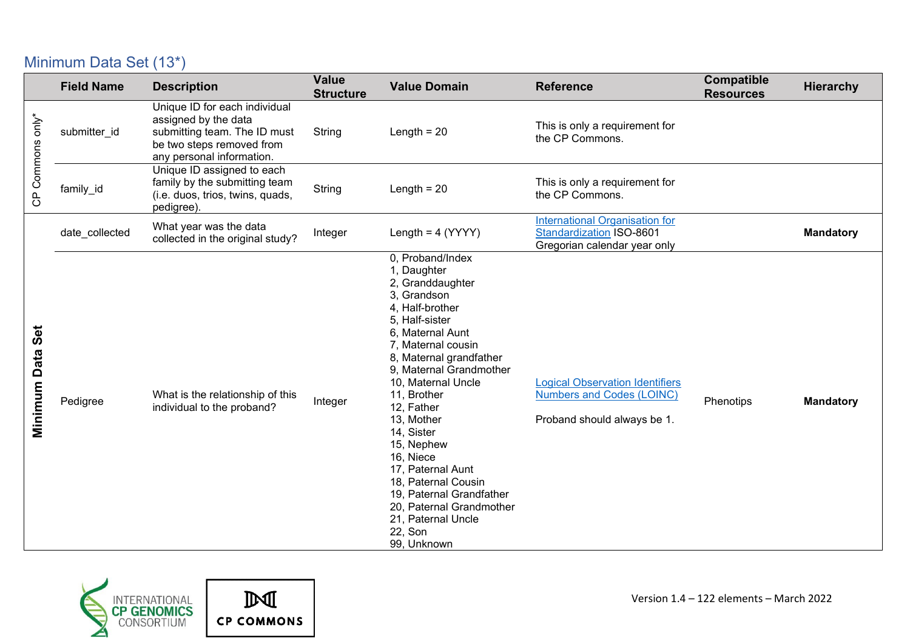## Minimum Data Set (13*)

| | Field Name | Description | Value Structure | Value Domain | Reference | Compatible Resources | Hierarchy |
|---|---|---|---|---|---|---|---|
| CP Commons only* | submitter_id | Unique ID for each individual assigned by the data submitting team. The ID must be two steps removed from any personal information. | String | Length = 20 | This is only a requirement for the CP Commons. | | |
| | family_id | Unique ID assigned to each family by the submitting team (i.e. duos, trios, twins, quads, pedigree). | String | Length = 20 | This is only a requirement for the CP Commons. | | |
| **Minimum Data Set** | date_collected | What year was the data collected in the original study? | Integer | Length = 4 (YYYY) | [International Organisation for Standardization](#) ISO-8601 Gregorian calendar year only | | **Mandatory** |
| | Pedigree | What is the relationship of this individual to the proband? | Integer | 0, Proband/Index<br>1, Daughter<br>2, Granddaughter<br>3, Grandson<br>4, Half-brother<br>5, Half-sister<br>6, Maternal Aunt<br>7, Maternal cousin<br>8, Maternal grandfather<br>9, Maternal Grandmother<br>10, Maternal Uncle<br>11, Brother<br>12, Father<br>13, Mother<br>14, Sister<br>15, Nephew<br>16, Niece<br>17, Paternal Aunt<br>18, Paternal Cousin<br>19, Paternal Grandfather<br>20, Paternal Grandmother<br>21, Paternal Uncle<br>22, Son<br>99, Unknown | [Logical Observation Identifiers Numbers and Codes (LOINC)](#)<br><br>Proband should always be 1. | Phenotips | **Mandatory** |

Version 1.4 – 122 elements – March 2022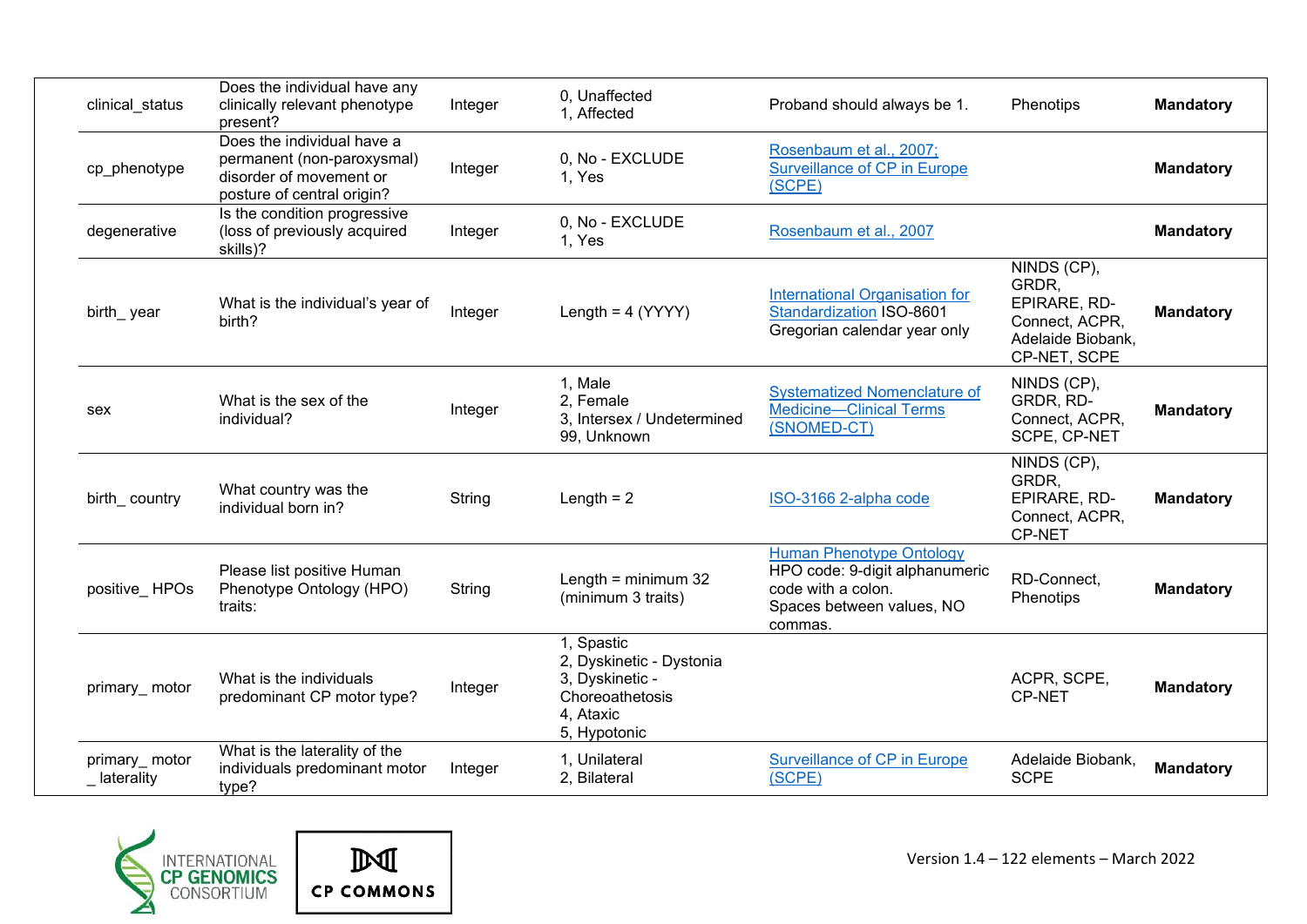| clinical_status | Does the individual have any clinically relevant phenotype present? | Integer | 0, Unaffected<br>1, Affected | Proband should always be 1. | Phenotips | **Mandatory** |
|---|---|---|---|---|---|---|
| cp_phenotype | Does the individual have a permanent (non-paroxysmal) disorder of movement or posture of central origin? | Integer | 0, No - EXCLUDE<br>1, Yes | Rosenbaum et al., 2007; Surveillance of CP in Europe (SCPE) | | **Mandatory** |
| degenerative | Is the condition progressive (loss of previously acquired skills)? | Integer | 0, No - EXCLUDE<br>1, Yes | Rosenbaum et al., 2007 | | **Mandatory** |
| birth_ year | What is the individual's year of birth? | Integer | Length = 4 (YYYY) | International Organisation for Standardization ISO-8601<br>Gregorian calendar year only | NINDS (CP), GRDR, EPIRARE, RD-Connect, ACPR, Adelaide Biobank, CP-NET, SCPE | **Mandatory** |
| sex | What is the sex of the individual? | Integer | 1, Male<br>2, Female<br>3, Intersex / Undetermined<br>99, Unknown | Systematized Nomenclature of Medicine—Clinical Terms (SNOMED-CT) | NINDS (CP), GRDR, RD-Connect, ACPR, SCPE, CP-NET | **Mandatory** |
| birth_ country | What country was the individual born in? | String | Length = 2 | ISO-3166 2-alpha code | NINDS (CP), GRDR, EPIRARE, RD-Connect, ACPR, CP-NET | **Mandatory** |
| positive_ HPOs | Please list positive Human Phenotype Ontology (HPO) traits: | String | Length = minimum 32 (minimum 3 traits) | Human Phenotype Ontology<br>HPO code: 9-digit alphanumeric code with a colon.<br>Spaces between values, NO commas. | RD-Connect, Phenotips | **Mandatory** |
| primary_ motor | What is the individuals predominant CP motor type? | Integer | 1, Spastic<br>2, Dyskinetic - Dystonia<br>3, Dyskinetic - Choreoathetosis<br>4, Ataxic<br>5, Hypotonic | | ACPR, SCPE, CP-NET | **Mandatory** |
| primary_ motor _ laterality | What is the laterality of the individuals predominant motor type? | Integer | 1, Unilateral<br>2, Bilateral | Surveillance of CP in Europe (SCPE) | Adelaide Biobank, SCPE | **Mandatory** |

INTERNATIONAL CP GENOMICS CONSORTIUM

CP COMMONS

Version 1.4 – 122 elements – March 2022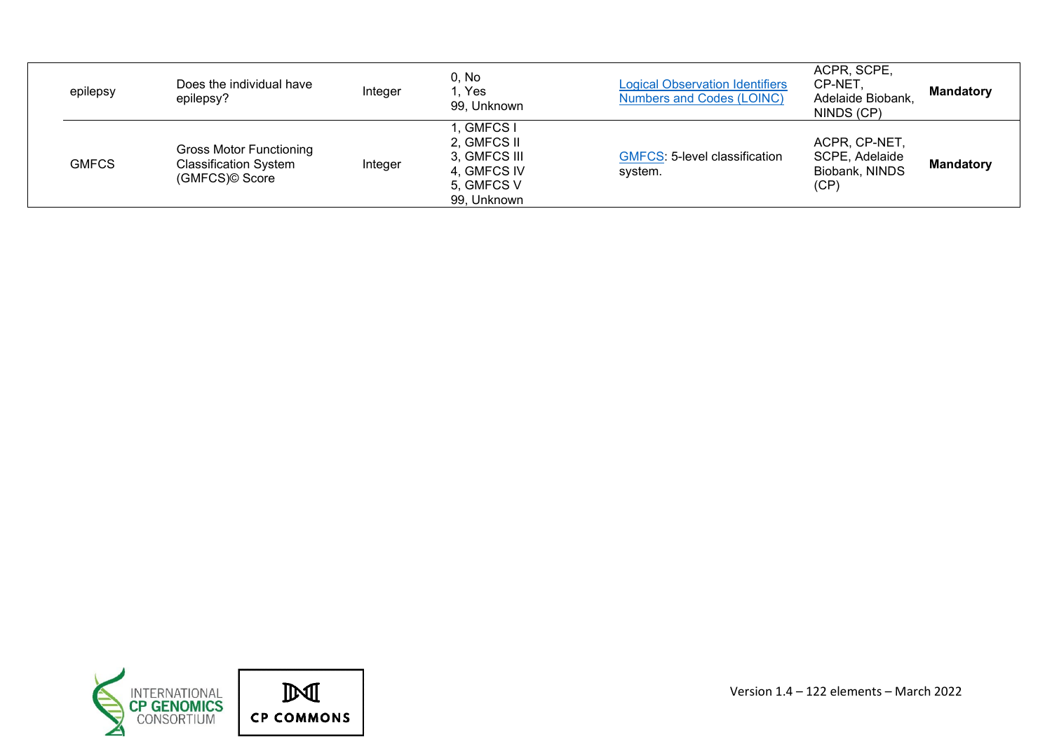| | | | | | |
|---|---|---|---|---|---|
| epilepsy | Does the individual have epilepsy? | Integer | 0, No<br>1, Yes<br>99, Unknown | Logical Observation Identifiers Numbers and Codes (LOINC) | ACPR, SCPE, CP-NET, Adelaide Biobank, NINDS (CP) | **Mandatory** |
| GMFCS | Gross Motor Functioning Classification System (GMFCS)© Score | Integer | 1, GMFCS I<br>2, GMFCS II<br>3, GMFCS III<br>4, GMFCS IV<br>5, GMFCS V<br>99, Unknown | GMFCS: 5-level classification system. | ACPR, CP-NET, SCPE, Adelaide Biobank, NINDS (CP) | **Mandatory** |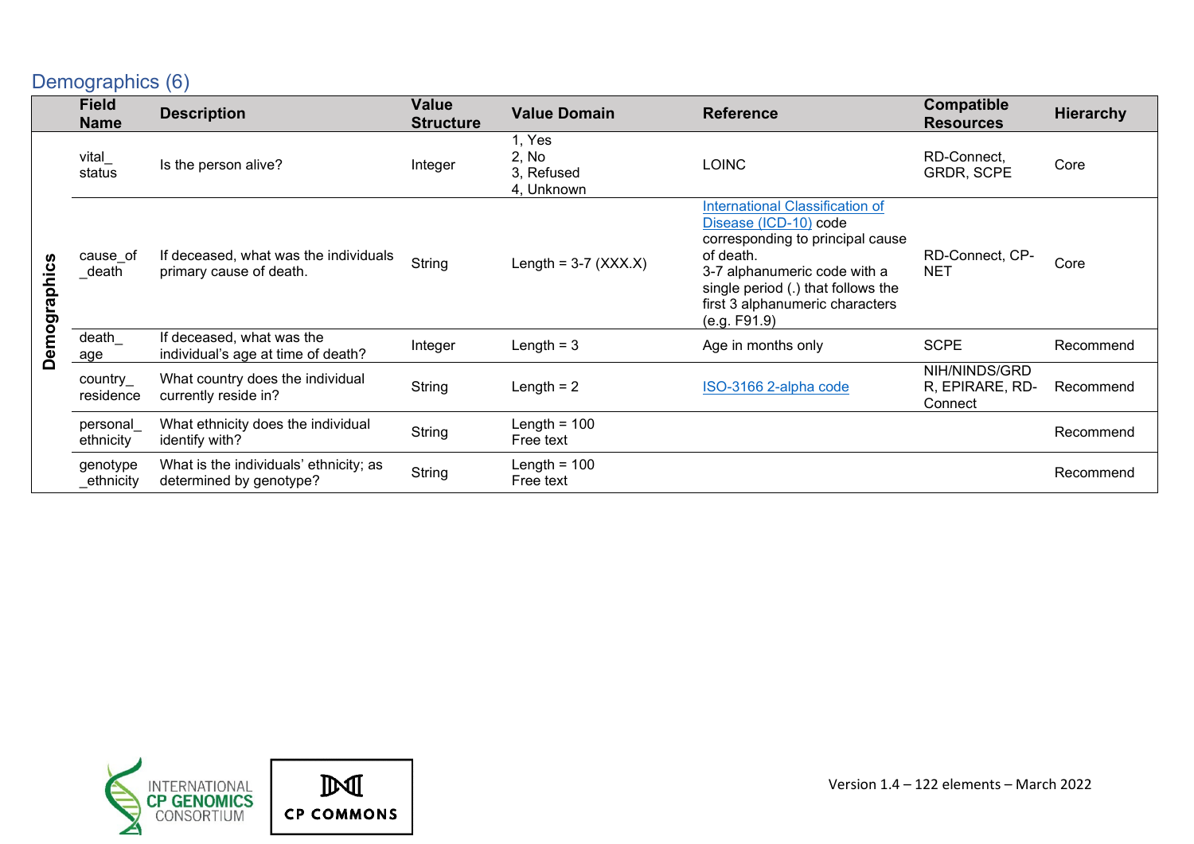## Demographics (6)

| | Field Name | Description | Value Structure | Value Domain | Reference | Compatible Resources | Hierarchy |
|---|---|---|---|---|---|---|---|
| Demographics | vital_status | Is the person alive? | Integer | 1, Yes<br>2, No<br>3, Refused<br>4, Unknown | LOINC | RD-Connect, GRDR, SCPE | Core |
| | cause_of_death | If deceased, what was the individuals primary cause of death. | String | Length = 3-7 (XXX.X) | International Classification of Disease (ICD-10) code corresponding to principal cause of death.<br>3-7 alphanumeric code with a single period (.) that follows the first 3 alphanumeric characters (e.g. F91.9) | RD-Connect, CP-NET | Core |
| | death_age | If deceased, what was the individual's age at time of death? | Integer | Length = 3 | Age in months only | SCPE | Recommend |
| | country_residence | What country does the individual currently reside in? | String | Length = 2 | ISO-3166 2-alpha code | NIH/NINDS/GRDR, EPIRARE, RD-Connect | Recommend |
| | personal_ethnicity | What ethnicity does the individual identify with? | String | Length = 100<br>Free text | | | Recommend |
| | genotype_ethnicity | What is the individuals' ethnicity; as determined by genotype? | String | Length = 100<br>Free text | | | Recommend |

INTERNATIONAL CP GENOMICS CONSORTIUM

CP COMMONS

Version 1.4 – 122 elements – March 2022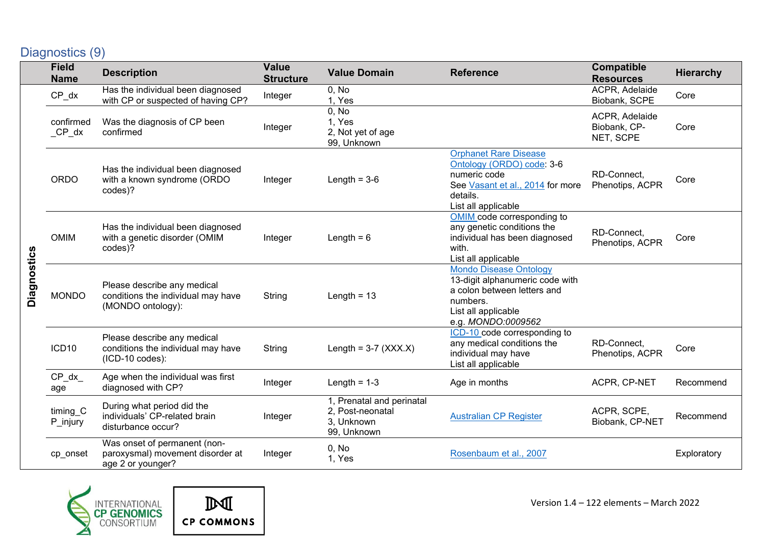## Diagnostics (9)

| | Field Name | Description | Value Structure | Value Domain | Reference | Compatible Resources | Hierarchy |
|---|---|---|---|---|---|---|---|
| Diagnostics | CP_dx | Has the individual been diagnosed with CP or suspected of having CP? | Integer | 0, No<br>1, Yes | | ACPR, Adelaide Biobank, SCPE | Core |
| | confirmed_CP_dx | Was the diagnosis of CP been confirmed | Integer | 0, No<br>1, Yes<br>2, Not yet of age<br>99, Unknown | | ACPR, Adelaide Biobank, CP-NET, SCPE | Core |
| | ORDO | Has the individual been diagnosed with a known syndrome (ORDO codes)? | Integer | Length = 3-6 | Orphanet Rare Disease Ontology (ORDO) code: 3-6 numeric code<br>See Vasant et al., 2014 for more details.<br>List all applicable | RD-Connect, Phenotips, ACPR | Core |
| | OMIM | Has the individual been diagnosed with a genetic disorder (OMIM codes)? | Integer | Length = 6 | OMIM code corresponding to any genetic conditions the individual has been diagnosed with.<br>List all applicable | RD-Connect, Phenotips, ACPR | Core |
| | MONDO | Please describe any medical conditions the individual may have (MONDO ontology): | String | Length = 13 | Mondo Disease Ontology<br>13-digit alphanumeric code with a colon between letters and numbers.<br>List all applicable<br>e.g. *MONDO:0009562* | | |
| | ICD10 | Please describe any medical conditions the individual may have (ICD-10 codes): | String | Length = 3-7 (XXX.X) | ICD-10 code corresponding to any medical conditions the individual may have<br>List all applicable | RD-Connect, Phenotips, ACPR | Core |
| | CP_dx_age | Age when the individual was first diagnosed with CP? | Integer | Length = 1-3 | Age in months | ACPR, CP-NET | Recommend |
| | timing_CP_injury | During what period did the individuals' CP-related brain disturbance occur? | Integer | 1, Prenatal and perinatal<br>2, Post-neonatal<br>3, Unknown<br>99, Unknown | Australian CP Register | ACPR, SCPE, Biobank, CP-NET | Recommend |
| | cp_onset | Was onset of permanent (non-paroxysmal) movement disorder at age 2 or younger? | Integer | 0, No<br>1, Yes | Rosenbaum et al., 2007 | | Exploratory |

INTERNATIONAL CP GENOMICS CONSORTIUM

CP COMMONS

Version 1.4 – 122 elements – March 2022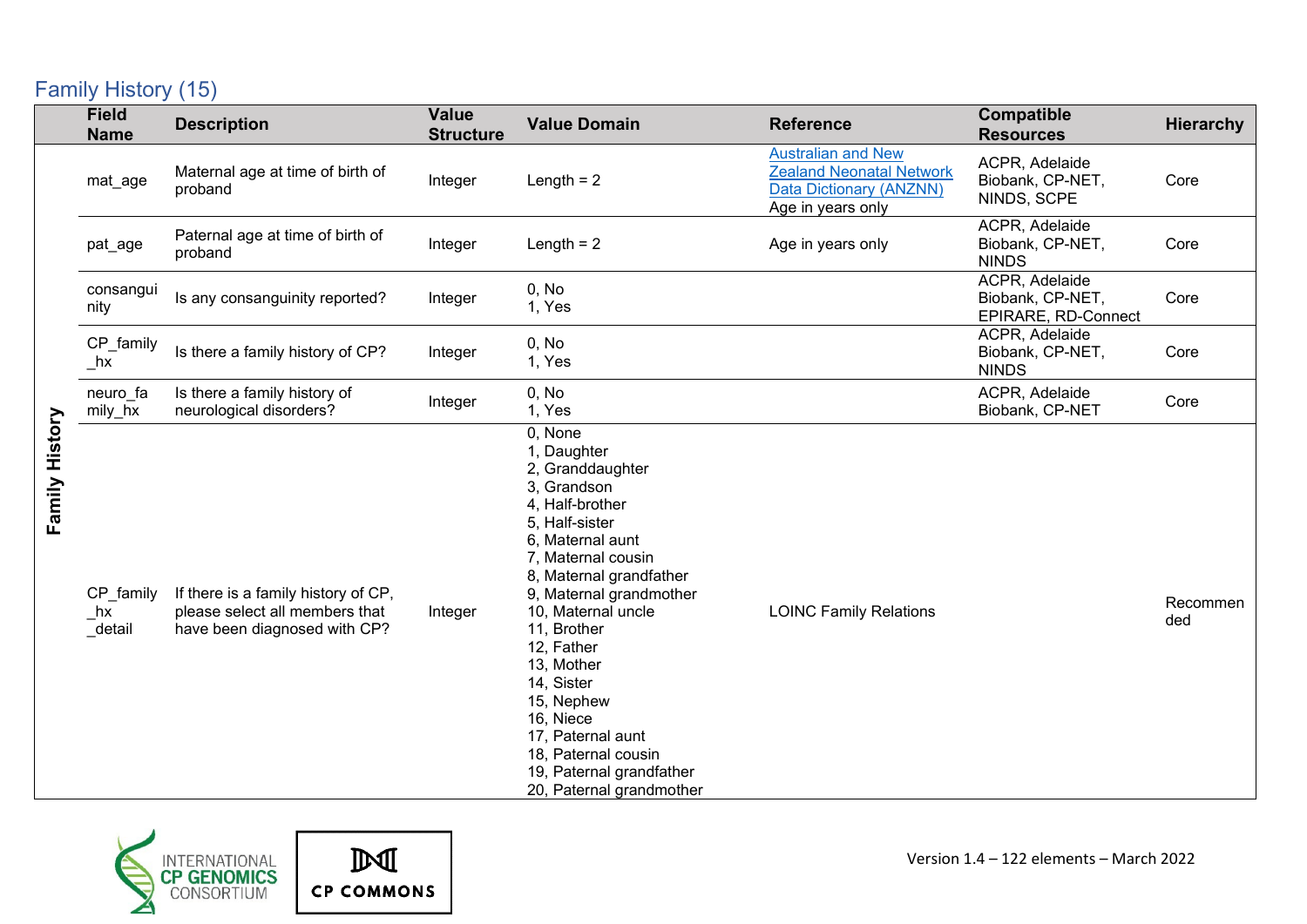## Family History (15)

| | Field Name | Description | Value Structure | Value Domain | Reference | Compatible Resources | Hierarchy |
|---|---|---|---|---|---|---|---|
| Family History | mat_age | Maternal age at time of birth of proband | Integer | Length = 2 | Australian and New Zealand Neonatal Network Data Dictionary (ANZNN)<br>Age in years only | ACPR, Adelaide Biobank, CP-NET, NINDS, SCPE | Core |
| | pat_age | Paternal age at time of birth of proband | Integer | Length = 2 | Age in years only | ACPR, Adelaide Biobank, CP-NET, NINDS | Core |
| | consanguinity | Is any consanguinity reported? | Integer | 0, No<br>1, Yes | | ACPR, Adelaide Biobank, CP-NET, EPIRARE, RD-Connect | Core |
| | CP_family_hx | Is there a family history of CP? | Integer | 0, No<br>1, Yes | | ACPR, Adelaide Biobank, CP-NET, NINDS | Core |
| | neuro_family_hx | Is there a family history of neurological disorders? | Integer | 0, No<br>1, Yes | | ACPR, Adelaide Biobank, CP-NET | Core |
| | CP_family_hx_detail | If there is a family history of CP, please select all members that have been diagnosed with CP? | Integer | 0, None<br>1, Daughter<br>2, Granddaughter<br>3, Grandson<br>4, Half-brother<br>5, Half-sister<br>6, Maternal aunt<br>7, Maternal cousin<br>8, Maternal grandfather<br>9, Maternal grandmother<br>10, Maternal uncle<br>11, Brother<br>12, Father<br>13, Mother<br>14, Sister<br>15, Nephew<br>16, Niece<br>17, Paternal aunt<br>18, Paternal cousin<br>19, Paternal grandfather<br>20, Paternal grandmother | LOINC Family Relations | | Recommended |

Version 1.4 – 122 elements – March 2022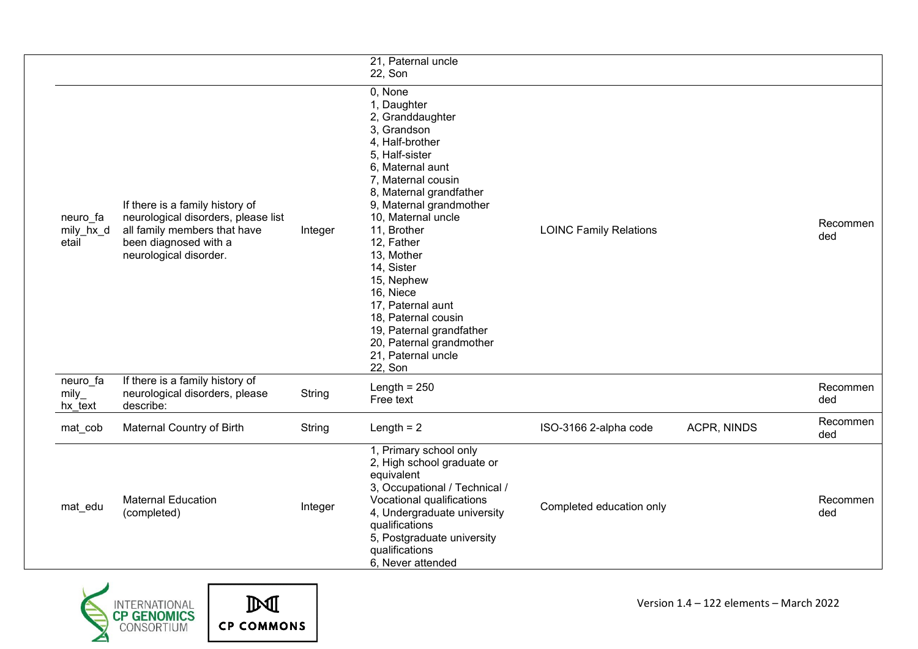| | | | | | | |
|---|---|---|---|---|---|---|
| | | | 21, Paternal uncle<br>22, Son | | | |
| neuro_family_hx_detail | If there is a family history of neurological disorders, please list all family members that have been diagnosed with a neurological disorder. | Integer | 0, None<br>1, Daughter<br>2, Granddaughter<br>3, Grandson<br>4, Half-brother<br>5, Half-sister<br>6, Maternal aunt<br>7, Maternal cousin<br>8, Maternal grandfather<br>9, Maternal grandmother<br>10, Maternal uncle<br>11, Brother<br>12, Father<br>13, Mother<br>14, Sister<br>15, Nephew<br>16, Niece<br>17, Paternal aunt<br>18, Paternal cousin<br>19, Paternal grandfather<br>20, Paternal grandmother<br>21, Paternal uncle<br>22, Son | LOINC Family Relations | | Recommended |
| neuro_family_hx_text | If there is a family history of neurological disorders, please describe: | String | Length = 250<br>Free text | | | Recommended |
| mat_cob | Maternal Country of Birth | String | Length = 2 | ISO-3166 2-alpha code | ACPR, NINDS | Recommended |
| mat_edu | Maternal Education (completed) | Integer | 1, Primary school only<br>2, High school graduate or equivalent<br>3, Occupational / Technical / Vocational qualifications<br>4, Undergraduate university qualifications<br>5, Postgraduate university qualifications<br>6, Never attended | Completed education only | | Recommended |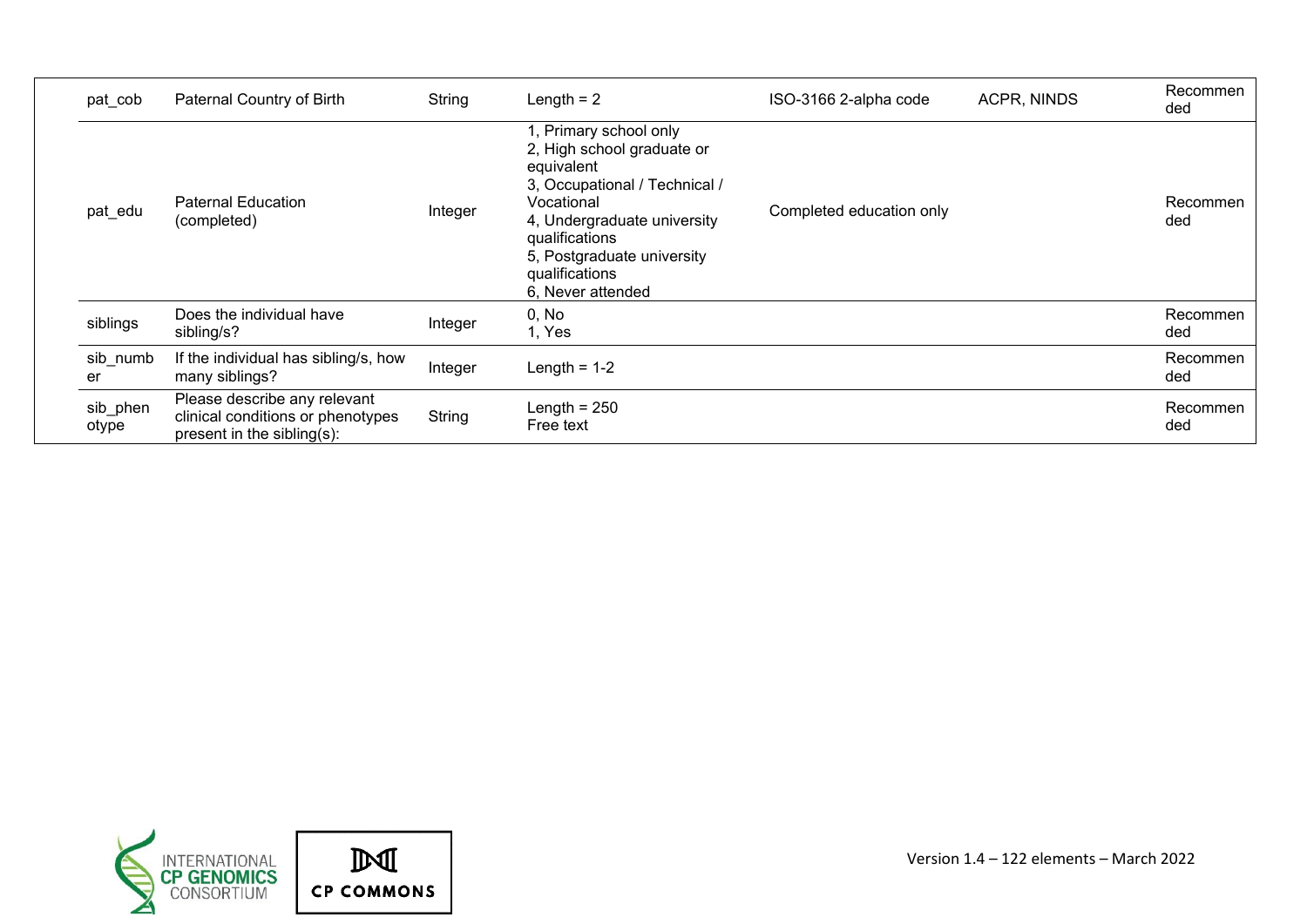| | | | | | | |
|---|---|---|---|---|---|---|
| pat_cob | Paternal Country of Birth | String | Length = 2 | ISO-3166 2-alpha code | ACPR, NINDS | Recommended |
| pat_edu | Paternal Education (completed) | Integer | 1, Primary school only<br>2, High school graduate or equivalent<br>3, Occupational / Technical / Vocational<br>4, Undergraduate university qualifications<br>5, Postgraduate university qualifications<br>6, Never attended | Completed education only | | Recommended |
| siblings | Does the individual have sibling/s? | Integer | 0, No<br>1, Yes | | | Recommended |
| sib_number | If the individual has sibling/s, how many siblings? | Integer | Length = 1-2 | | | Recommended |
| sib_phenotype | Please describe any relevant clinical conditions or phenotypes present in the sibling(s): | String | Length = 250<br>Free text | | | Recommended |

Version 1.4 – 122 elements – March 2022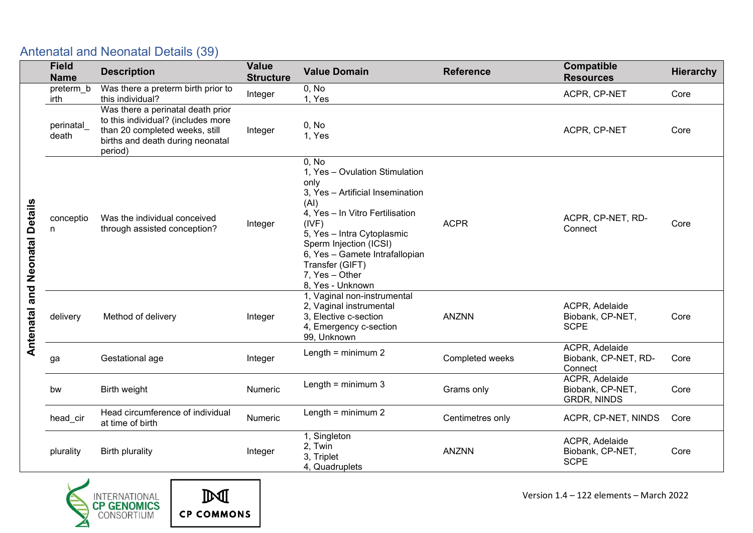## Antenatal and Neonatal Details (39)

| | Field Name | Description | Value Structure | Value Domain | Reference | Compatible Resources | Hierarchy |
|---|---|---|---|---|---|---|---|
| Antenatal and Neonatal Details | preterm_birth | Was there a preterm birth prior to this individual? | Integer | 0, No<br>1, Yes | | ACPR, CP-NET | Core |
| | perinatal_death | Was there a perinatal death prior to this individual? (includes more than 20 completed weeks, still births and death during neonatal period) | Integer | 0, No<br>1, Yes | | ACPR, CP-NET | Core |
| | conception | Was the individual conceived through assisted conception? | Integer | 0, No<br>1, Yes – Ovulation Stimulation only<br>3, Yes – Artificial Insemination (AI)<br>4, Yes – In Vitro Fertilisation (IVF)<br>5, Yes – Intra Cytoplasmic Sperm Injection (ICSI)<br>6, Yes – Gamete Intrafallopian Transfer (GIFT)<br>7, Yes – Other<br>8, Yes - Unknown | ACPR | ACPR, CP-NET, RD-Connect | Core |
| | delivery | Method of delivery | Integer | 1, Vaginal non-instrumental<br>2, Vaginal instrumental<br>3, Elective c-section<br>4, Emergency c-section<br>99, Unknown | ANZNN | ACPR, Adelaide Biobank, CP-NET, SCPE | Core |
| | ga | Gestational age | Integer | Length = minimum 2 | Completed weeks | ACPR, Adelaide Biobank, CP-NET, RD-Connect | Core |
| | bw | Birth weight | Numeric | Length = minimum 3 | Grams only | ACPR, Adelaide Biobank, CP-NET, GRDR, NINDS | Core |
| | head_cir | Head circumference of individual at time of birth | Numeric | Length = minimum 2 | Centimetres only | ACPR, CP-NET, NINDS | Core |
| | plurality | Birth plurality | Integer | 1, Singleton<br>2, Twin<br>3, Triplet<br>4, Quadruplets | ANZNN | ACPR, Adelaide Biobank, CP-NET, SCPE | Core |

Version 1.4 – 122 elements – March 2022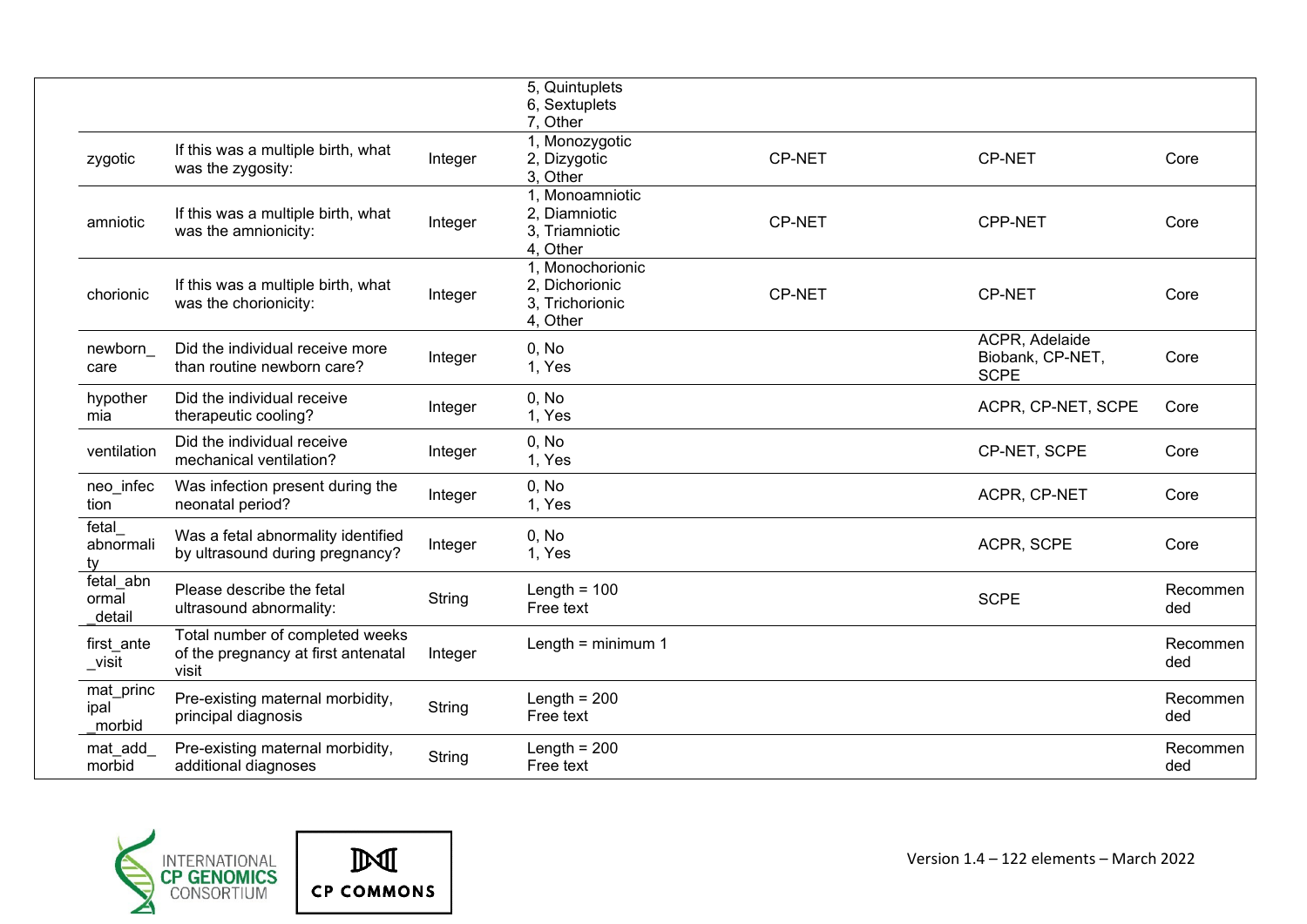| | | | | | | |
|---|---|---|---|---|---|---|
| | | | 5, Quintuplets<br>6, Sextuplets<br>7, Other | | | |
| zygotic | If this was a multiple birth, what was the zygosity: | Integer | 1, Monozygotic<br>2, Dizygotic<br>3, Other | CP-NET | CP-NET | Core |
| amniotic | If this was a multiple birth, what was the amnionicity: | Integer | 1, Monoamniotic<br>2, Diamniotic<br>3, Triamniotic<br>4, Other | CP-NET | CPP-NET | Core |
| chorionic | If this was a multiple birth, what was the chorionicity: | Integer | 1, Monochorionic<br>2, Dichorionic<br>3, Trichorionic<br>4, Other | CP-NET | CP-NET | Core |
| newborn_care | Did the individual receive more than routine newborn care? | Integer | 0, No<br>1, Yes | | ACPR, Adelaide Biobank, CP-NET, SCPE | Core |
| hypothermia | Did the individual receive therapeutic cooling? | Integer | 0, No<br>1, Yes | | ACPR, CP-NET, SCPE | Core |
| ventilation | Did the individual receive mechanical ventilation? | Integer | 0, No<br>1, Yes | | CP-NET, SCPE | Core |
| neo_infection | Was infection present during the neonatal period? | Integer | 0, No<br>1, Yes | | ACPR, CP-NET | Core |
| fetal_abnormality | Was a fetal abnormality identified by ultrasound during pregnancy? | Integer | 0, No<br>1, Yes | | ACPR, SCPE | Core |
| fetal_abnormal_detail | Please describe the fetal ultrasound abnormality: | String | Length = 100<br>Free text | | SCPE | Recommended |
| first_ante_visit | Total number of completed weeks of the pregnancy at first antenatal visit | Integer | Length = minimum 1 | | | Recommended |
| mat_principal_morbid | Pre-existing maternal morbidity, principal diagnosis | String | Length = 200<br>Free text | | | Recommended |
| mat_add_morbid | Pre-existing maternal morbidity, additional diagnoses | String | Length = 200<br>Free text | | | Recommended |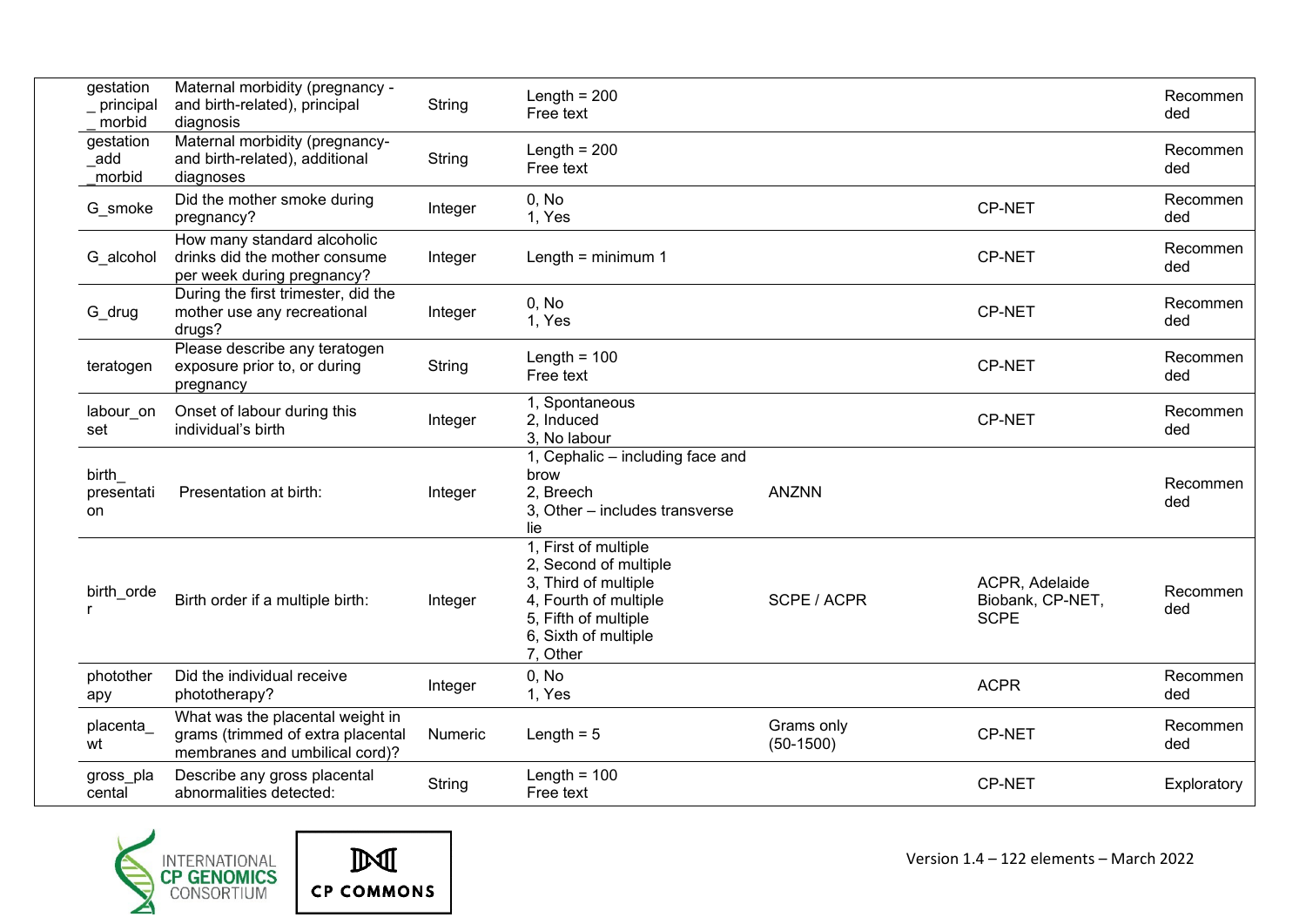| | | | | | | |
|---|---|---|---|---|---|---|
| gestation_principal_morbid | Maternal morbidity (pregnancy - and birth-related), principal diagnosis | String | Length = 200<br>Free text | | | Recommended |
| gestation_add_morbid | Maternal morbidity (pregnancy- and birth-related), additional diagnoses | String | Length = 200<br>Free text | | | Recommended |
| G_smoke | Did the mother smoke during pregnancy? | Integer | 0, No<br>1, Yes | | CP-NET | Recommended |
| G_alcohol | How many standard alcoholic drinks did the mother consume per week during pregnancy? | Integer | Length = minimum 1 | | CP-NET | Recommended |
| G_drug | During the first trimester, did the mother use any recreational drugs? | Integer | 0, No<br>1, Yes | | CP-NET | Recommended |
| teratogen | Please describe any teratogen exposure prior to, or during pregnancy | String | Length = 100<br>Free text | | CP-NET | Recommended |
| labour_onset | Onset of labour during this individual's birth | Integer | 1, Spontaneous<br>2, Induced<br>3, No labour | | CP-NET | Recommended |
| birth_presentation | Presentation at birth: | Integer | 1, Cephalic – including face and brow<br>2, Breech<br>3, Other – includes transverse lie | ANZNN | | Recommended |
| birth_order | Birth order if a multiple birth: | Integer | 1, First of multiple<br>2, Second of multiple<br>3, Third of multiple<br>4, Fourth of multiple<br>5, Fifth of multiple<br>6, Sixth of multiple<br>7, Other | SCPE / ACPR | ACPR, Adelaide Biobank, CP-NET, SCPE | Recommended |
| phototherapy | Did the individual receive phototherapy? | Integer | 0, No<br>1, Yes | | ACPR | Recommended |
| placenta_wt | What was the placental weight in grams (trimmed of extra placental membranes and umbilical cord)? | Numeric | Length = 5 | Grams only (50-1500) | CP-NET | Recommended |
| gross_placental | Describe any gross placental abnormalities detected: | String | Length = 100<br>Free text | | CP-NET | Exploratory |

INTERNATIONAL CP GENOMICS CONSORTIUM

CP COMMONS

Version 1.4 – 122 elements – March 2022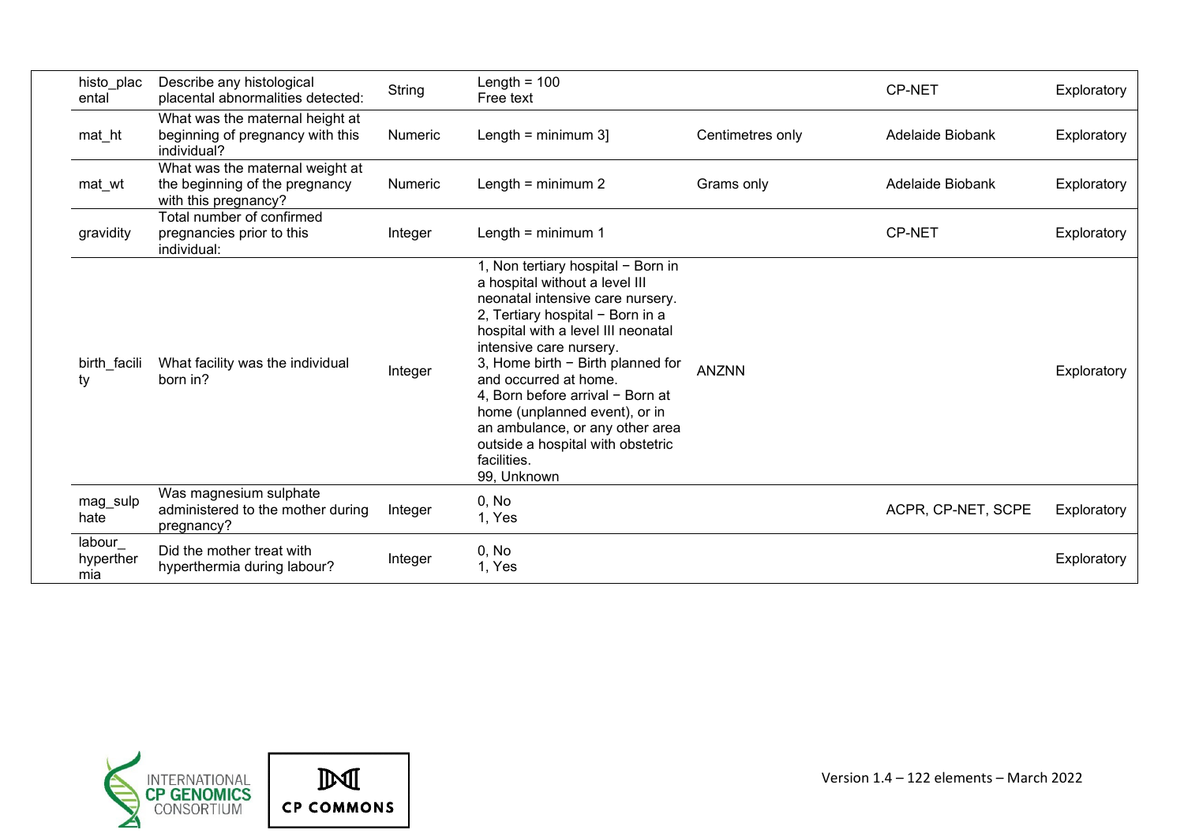| | | | | | | |
|---|---|---|---|---|---|---|
| histo_placental | Describe any histological placental abnormalities detected: | String | Length = 100<br>Free text | | CP-NET | Exploratory |
| mat_ht | What was the maternal height at beginning of pregnancy with this individual? | Numeric | Length = minimum 3] | Centimetres only | Adelaide Biobank | Exploratory |
| mat_wt | What was the maternal weight at the beginning of the pregnancy with this pregnancy? | Numeric | Length = minimum 2 | Grams only | Adelaide Biobank | Exploratory |
| gravidity | Total number of confirmed pregnancies prior to this individual: | Integer | Length = minimum 1 | | CP-NET | Exploratory |
| birth_facility | What facility was the individual born in? | Integer | 1, Non tertiary hospital − Born in a hospital without a level III neonatal intensive care nursery.<br>2, Tertiary hospital − Born in a hospital with a level III neonatal intensive care nursery.<br>3, Home birth − Birth planned for and occurred at home.<br>4, Born before arrival − Born at home (unplanned event), or in an ambulance, or any other area outside a hospital with obstetric facilities.<br>99, Unknown | ANZNN | | Exploratory |
| mag_sulphate | Was magnesium sulphate administered to the mother during pregnancy? | Integer | 0, No<br>1, Yes | | ACPR, CP-NET, SCPE | Exploratory |
| labour_hyperthermia | Did the mother treat with hyperthermia during labour? | Integer | 0, No<br>1, Yes | | | Exploratory |

Version 1.4 – 122 elements – March 2022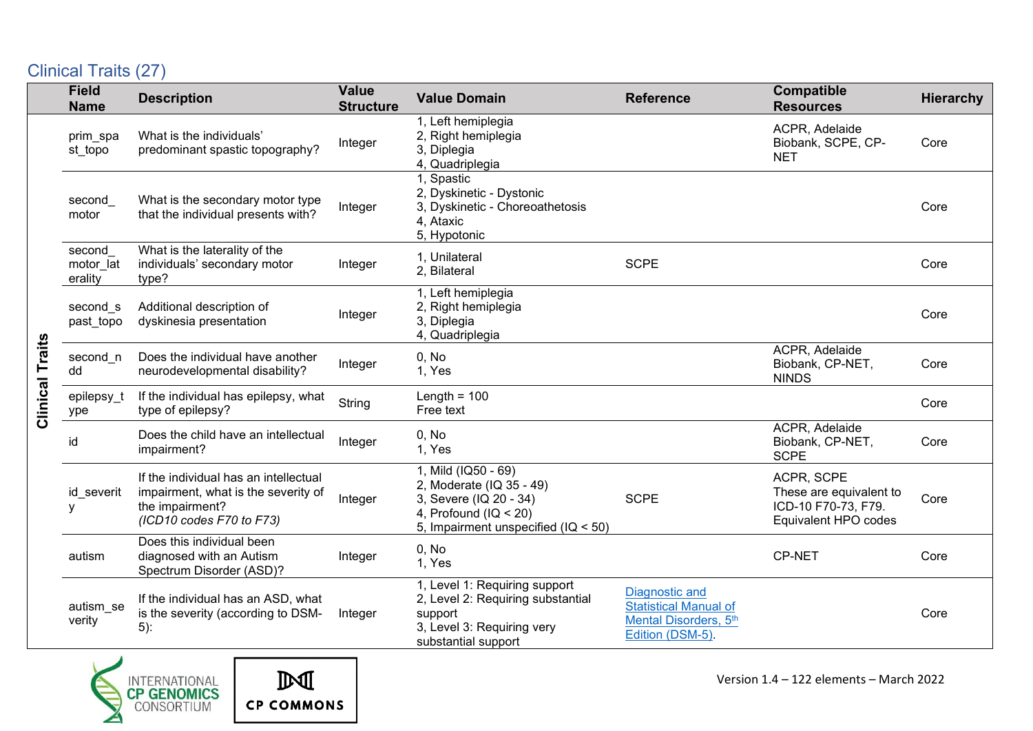## Clinical Traits (27)

| | Field Name | Description | Value Structure | Value Domain | Reference | Compatible Resources | Hierarchy |
|---|---|---|---|---|---|---|---|
| Clinical Traits | prim_spast_topo | What is the individuals' predominant spastic topography? | Integer | 1, Left hemiplegia<br>2, Right hemiplegia<br>3, Diplegia<br>4, Quadriplegia | | ACPR, Adelaide Biobank, SCPE, CP-NET | Core |
| | second_motor | What is the secondary motor type that the individual presents with? | Integer | 1, Spastic<br>2, Dyskinetic - Dystonic<br>3, Dyskinetic - Choreoathetosis<br>4, Ataxic<br>5, Hypotonic | | | Core |
| | second_motor_laterality | What is the laterality of the individuals' secondary motor type? | Integer | 1, Unilateral<br>2, Bilateral | SCPE | | Core |
| | second_spast_topo | Additional description of dyskinesia presentation | Integer | 1, Left hemiplegia<br>2, Right hemiplegia<br>3, Diplegia<br>4, Quadriplegia | | | Core |
| | second_ndd | Does the individual have another neurodevelopmental disability? | Integer | 0, No<br>1, Yes | | ACPR, Adelaide Biobank, CP-NET, NINDS | Core |
| | epilepsy_type | If the individual has epilepsy, what type of epilepsy? | String | Length = 100<br>Free text | | | Core |
| | id | Does the child have an intellectual impairment? | Integer | 0, No<br>1, Yes | | ACPR, Adelaide Biobank, CP-NET, SCPE | Core |
| | id_severity | If the individual has an intellectual impairment, what is the severity of the impairment?<br>*(ICD10 codes F70 to F73)* | Integer | 1, Mild (IQ50 - 69)<br>2, Moderate (IQ 35 - 49)<br>3, Severe (IQ 20 - 34)<br>4, Profound (IQ < 20)<br>5, Impairment unspecified (IQ < 50) | SCPE | ACPR, SCPE<br>These are equivalent to ICD-10 F70-73, F79. Equivalent HPO codes | Core |
| | autism | Does this individual been diagnosed with an Autism Spectrum Disorder (ASD)? | Integer | 0, No<br>1, Yes | | CP-NET | Core |
| | autism_severity | If the individual has an ASD, what is the severity (according to DSM-5): | Integer | 1, Level 1: Requiring support<br>2, Level 2: Requiring substantial support<br>3, Level 3: Requiring very substantial support | Diagnostic and Statistical Manual of Mental Disorders, 5th Edition (DSM-5). | | Core |

Version 1.4 – 122 elements – March 2022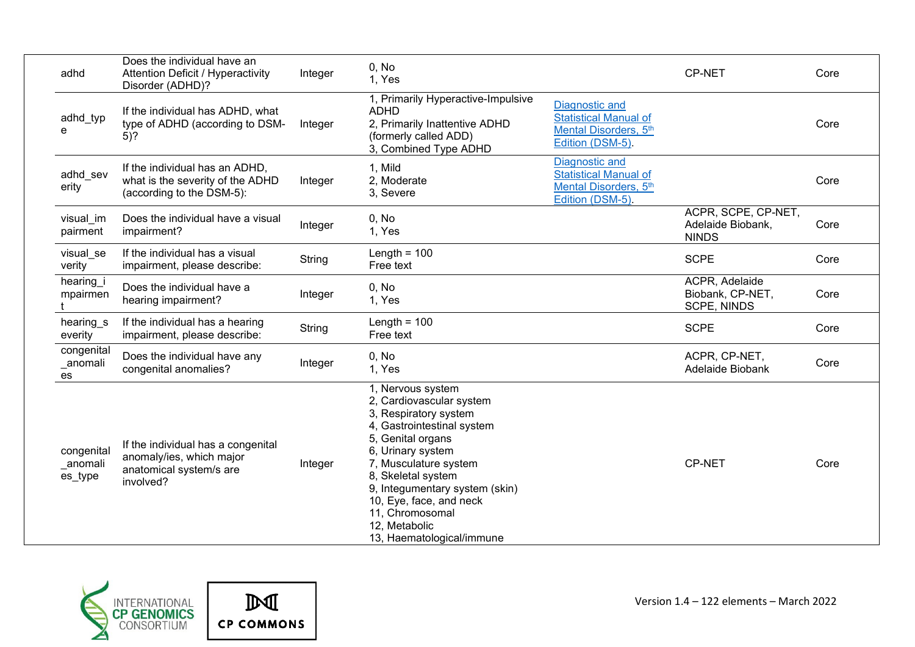| adhd | Does the individual have an Attention Deficit / Hyperactivity Disorder (ADHD)? | Integer | 0, No<br>1, Yes | | CP-NET | Core |
|---|---|---|---|---|---|---|
| adhd_type | If the individual has ADHD, what type of ADHD (according to DSM-5)? | Integer | 1, Primarily Hyperactive-Impulsive ADHD<br>2, Primarily Inattentive ADHD (formerly called ADD)<br>3, Combined Type ADHD | [Diagnostic and Statistical Manual of Mental Disorders, 5th Edition (DSM-5)]. | | Core |
| adhd_severity | If the individual has an ADHD, what is the severity of the ADHD (according to the DSM-5): | Integer | 1, Mild<br>2, Moderate<br>3, Severe | [Diagnostic and Statistical Manual of Mental Disorders, 5th Edition (DSM-5)]. | | Core |
| visual_impairment | Does the individual have a visual impairment? | Integer | 0, No<br>1, Yes | | ACPR, SCPE, CP-NET, Adelaide Biobank, NINDS | Core |
| visual_severity | If the individual has a visual impairment, please describe: | String | Length = 100<br>Free text | | SCPE | Core |
| hearing_impairment | Does the individual have a hearing impairment? | Integer | 0, No<br>1, Yes | | ACPR, Adelaide Biobank, CP-NET, SCPE, NINDS | Core |
| hearing_severity | If the individual has a hearing impairment, please describe: | String | Length = 100<br>Free text | | SCPE | Core |
| congenital_anomalies | Does the individual have any congenital anomalies? | Integer | 0, No<br>1, Yes | | ACPR, CP-NET, Adelaide Biobank | Core |
| congenital_anomalies_type | If the individual has a congenital anomaly/ies, which major anatomical system/s are involved? | Integer | 1, Nervous system<br>2, Cardiovascular system<br>3, Respiratory system<br>4, Gastrointestinal system<br>5, Genital organs<br>6, Urinary system<br>7, Musculature system<br>8, Skeletal system<br>9, Integumentary system (skin)<br>10, Eye, face, and neck<br>11, Chromosomal<br>12, Metabolic<br>13, Haematological/immune | | CP-NET | Core |

Version 1.4 – 122 elements – March 2022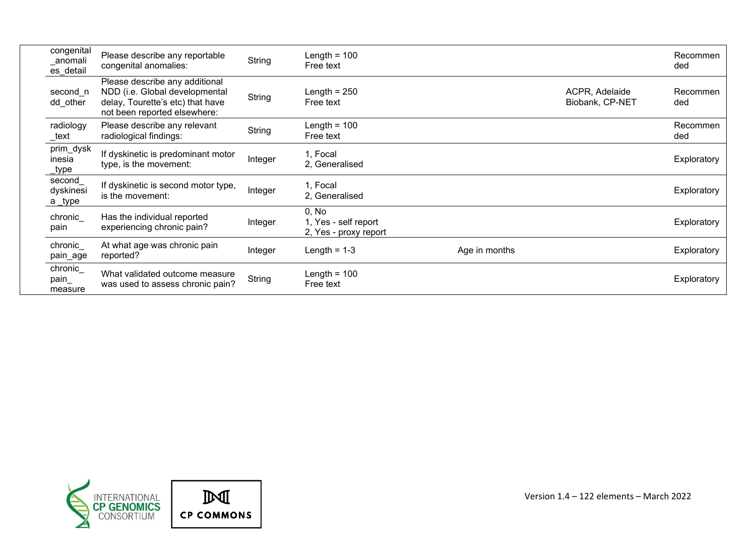| | | | | | | |
|---|---|---|---|---|---|---|
| congenital_anomalies_detail | Please describe any reportable congenital anomalies: | String | Length = 100<br>Free text | | | Recommended |
| second_ndd_other | Please describe any additional NDD (i.e. Global developmental delay, Tourette's etc) that have not been reported elsewhere: | String | Length = 250<br>Free text | | ACPR, Adelaide Biobank, CP-NET | Recommended |
| radiology_text | Please describe any relevant radiological findings: | String | Length = 100<br>Free text | | | Recommended |
| prim_dyskinesia_type | If dyskinetic is predominant motor type, is the movement: | Integer | 1, Focal<br>2, Generalised | | | Exploratory |
| second_dyskinesia _type | If dyskinetic is second motor type, is the movement: | Integer | 1, Focal<br>2, Generalised | | | Exploratory |
| chronic_pain | Has the individual reported experiencing chronic pain? | Integer | 0, No<br>1, Yes - self report<br>2, Yes - proxy report | | | Exploratory |
| chronic_pain_age | At what age was chronic pain reported? | Integer | Length = 1-3 | Age in months | | Exploratory |
| chronic_pain_measure | What validated outcome measure was used to assess chronic pain? | String | Length = 100<br>Free text | | | Exploratory |

Version 1.4 – 122 elements – March 2022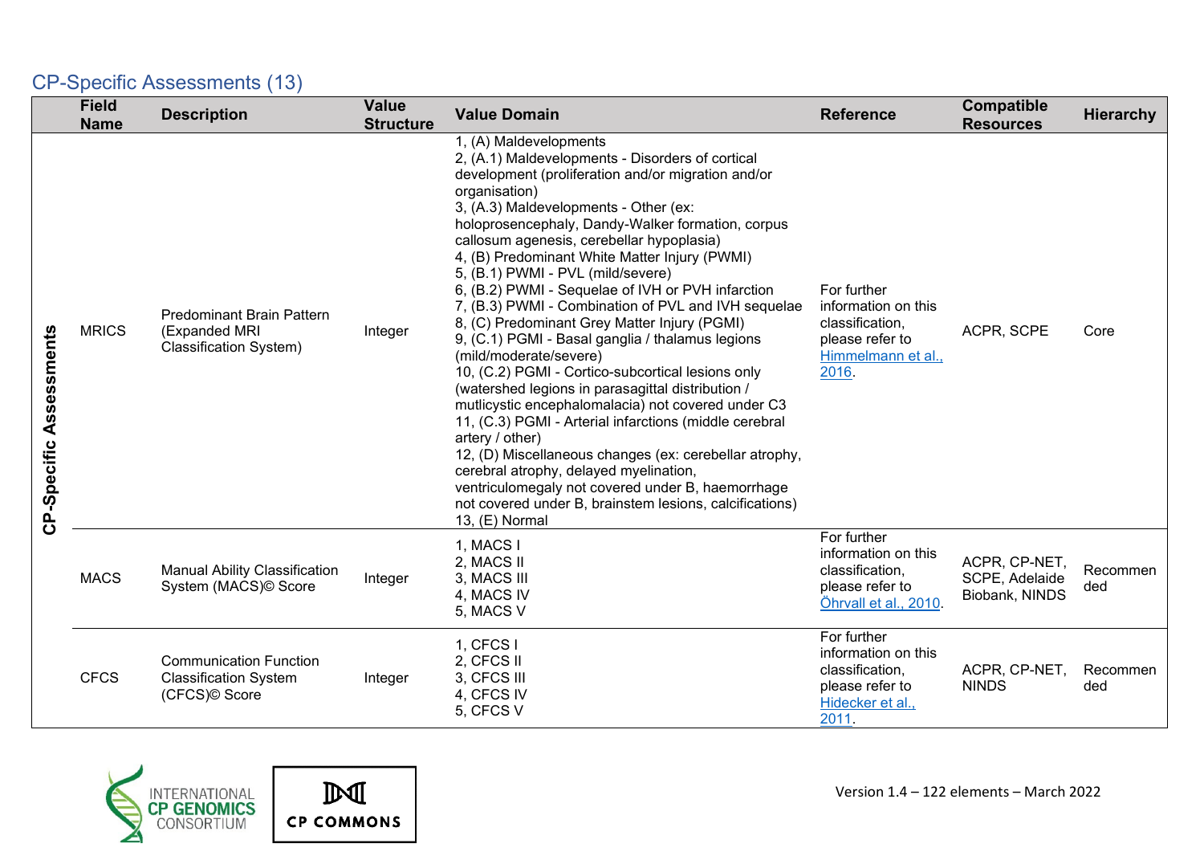## CP-Specific Assessments (13)

| | Field Name | Description | Value Structure | Value Domain | Reference | Compatible Resources | Hierarchy |
|---|---|---|---|---|---|---|---|
| CP-Specific Assessments | MRICS | Predominant Brain Pattern (Expanded MRI Classification System) | Integer | 1, (A) Maldevelopments<br>2, (A.1) Maldevelopments - Disorders of cortical development (proliferation and/or migration and/or organisation)<br>3, (A.3) Maldevelopments - Other (ex: holoprosencephaly, Dandy-Walker formation, corpus callosum agenesis, cerebellar hypoplasia)<br>4, (B) Predominant White Matter Injury (PWMI)<br>5, (B.1) PWMI - PVL (mild/severe)<br>6, (B.2) PWMI - Sequelae of IVH or PVH infarction<br>7, (B.3) PWMI - Combination of PVL and IVH sequelae<br>8, (C) Predominant Grey Matter Injury (PGMI)<br>9, (C.1) PGMI - Basal ganglia / thalamus legions (mild/moderate/severe)<br>10, (C.2) PGMI - Cortico-subcortical lesions only (watershed legions in parasagittal distribution / mutlicystic encephalomalacia) not covered under C3<br>11, (C.3) PGMI - Arterial infarctions (middle cerebral artery / other)<br>12, (D) Miscellaneous changes (ex: cerebellar atrophy, cerebral atrophy, delayed myelination, ventriculomegaly not covered under B, haemorrhage not covered under B, brainstem lesions, calcifications)<br>13, (E) Normal | For further information on this classification, please refer to Himmelmann et al., 2016. | ACPR, SCPE | Core |
| | MACS | Manual Ability Classification System (MACS)© Score | Integer | 1, MACS I<br>2, MACS II<br>3, MACS III<br>4, MACS IV<br>5, MACS V | For further information on this classification, please refer to Öhrvall et al., 2010. | ACPR, CP-NET, SCPE, Adelaide Biobank, NINDS | Recommended |
| | CFCS | Communication Function Classification System (CFCS)© Score | Integer | 1, CFCS I<br>2, CFCS II<br>3, CFCS III<br>4, CFCS IV<br>5, CFCS V | For further information on this classification, please refer to Hidecker et al., 2011. | ACPR, CP-NET, NINDS | Recommended |

Version 1.4 – 122 elements – March 2022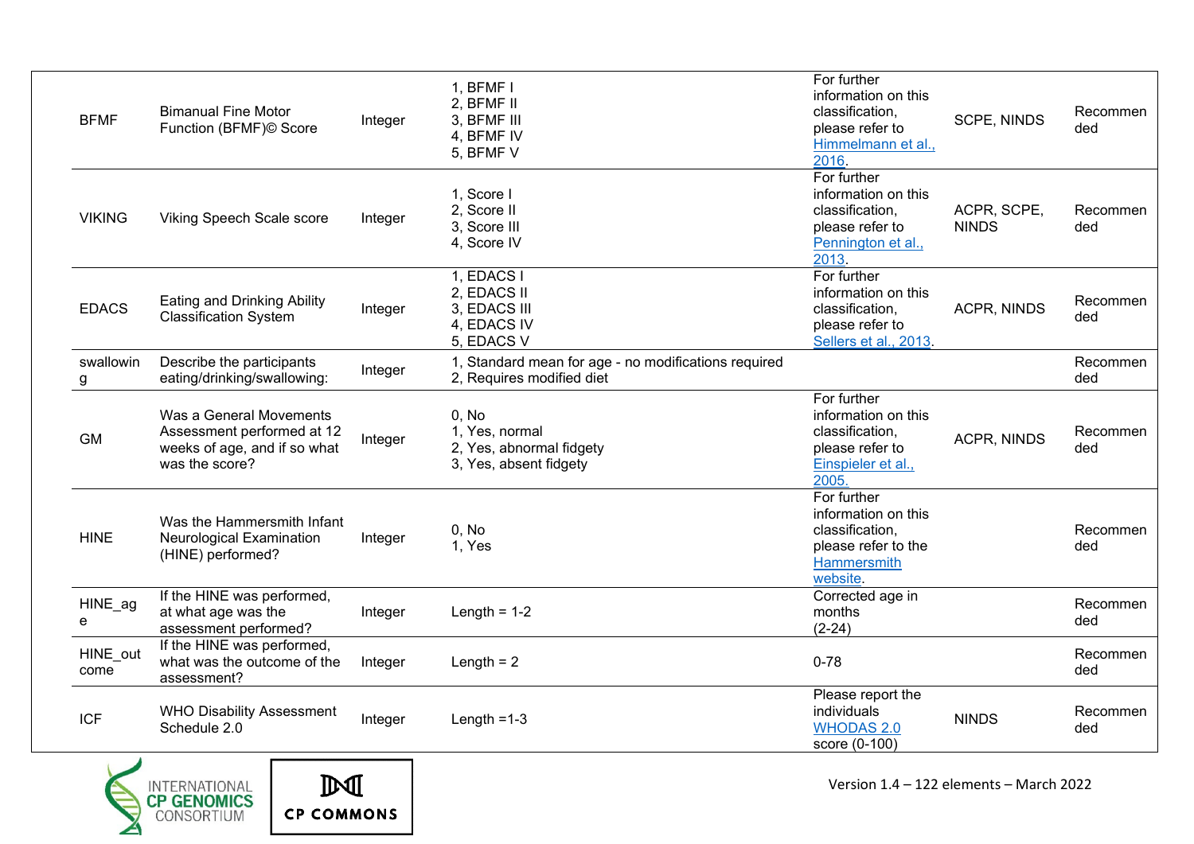| BFMF | Bimanual Fine Motor Function (BFMF)© Score | Integer | 1, BFMF I<br>2, BFMF II<br>3, BFMF III<br>4, BFMF IV<br>5, BFMF V | For further information on this classification, please refer to Himmelmann et al., 2016. | SCPE, NINDS | Recommended |
|---|---|---|---|---|---|---|
| VIKING | Viking Speech Scale score | Integer | 1, Score I<br>2, Score II<br>3, Score III<br>4, Score IV | For further information on this classification, please refer to Pennington et al., 2013. | ACPR, SCPE, NINDS | Recommended |
| EDACS | Eating and Drinking Ability Classification System | Integer | 1, EDACS I<br>2, EDACS II<br>3, EDACS III<br>4, EDACS IV<br>5, EDACS V | For further information on this classification, please refer to Sellers et al., 2013. | ACPR, NINDS | Recommended |
| swallowing | Describe the participants eating/drinking/swallowing: | Integer | 1, Standard mean for age - no modifications required<br>2, Requires modified diet | | | Recommended |
| GM | Was a General Movements Assessment performed at 12 weeks of age, and if so what was the score? | Integer | 0, No<br>1, Yes, normal<br>2, Yes, abnormal fidgety<br>3, Yes, absent fidgety | For further information on this classification, please refer to Einspieler et al., 2005. | ACPR, NINDS | Recommended |
| HINE | Was the Hammersmith Infant Neurological Examination (HINE) performed? | Integer | 0, No<br>1, Yes | For further information on this classification, please refer to the Hammersmith website. | | Recommended |
| HINE_age | If the HINE was performed, at what age was the assessment performed? | Integer | Length = 1-2 | Corrected age in months<br>(2-24) | | Recommended |
| HINE_outcome | If the HINE was performed, what was the outcome of the assessment? | Integer | Length = 2 | 0-78 | | Recommended |
| ICF | WHO Disability Assessment Schedule 2.0 | Integer | Length =1-3 | Please report the individuals WHODAS 2.0 score (0-100) | NINDS | Recommended |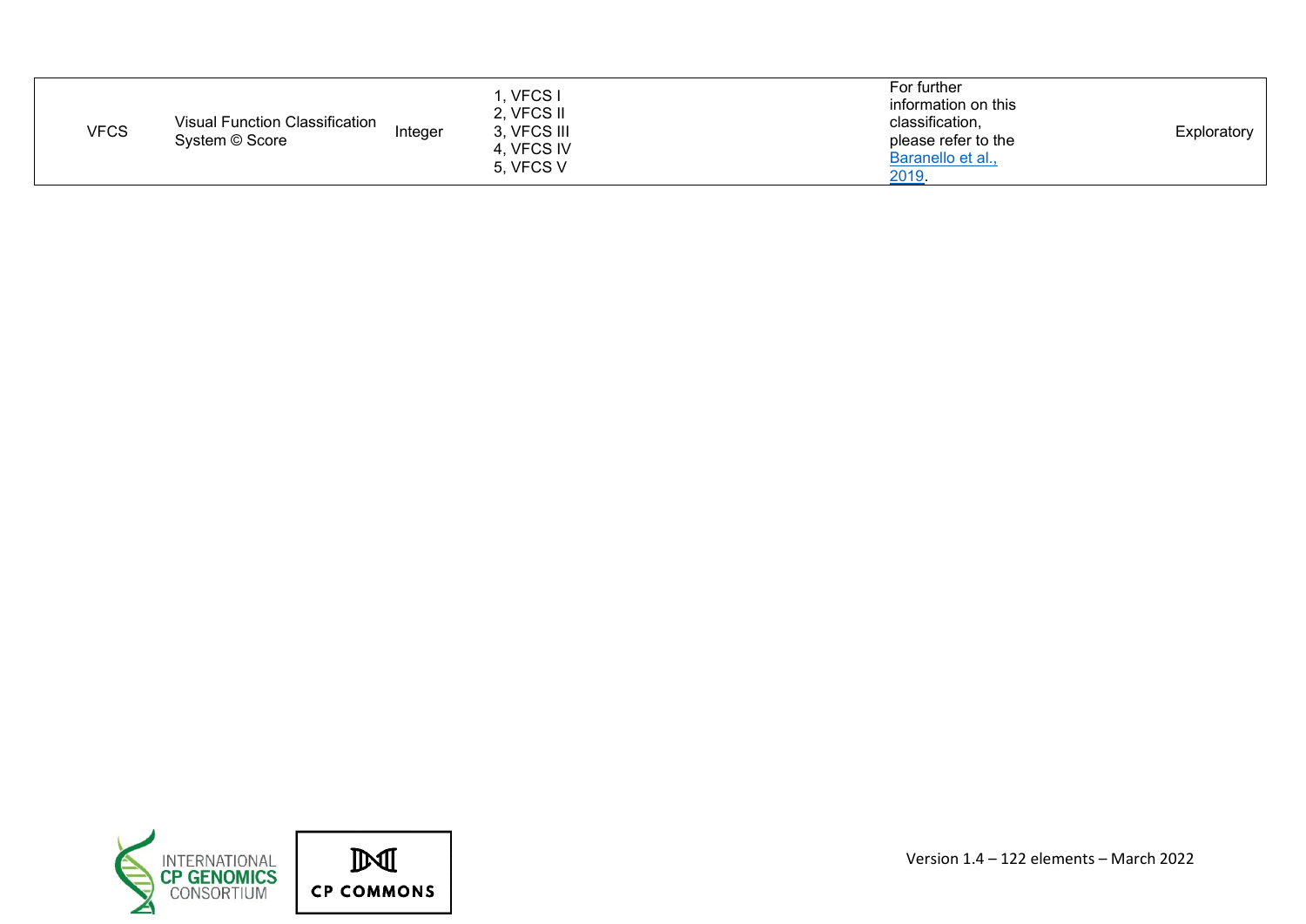| | | | | | |
|---|---|---|---|---|---|
| VFCS | Visual Function Classification System © Score | Integer | 1, VFCS I<br>2, VFCS II<br>3, VFCS III<br>4, VFCS IV<br>5, VFCS V | For further information on this classification, please refer to the Baranello et al., 2019. | Exploratory |